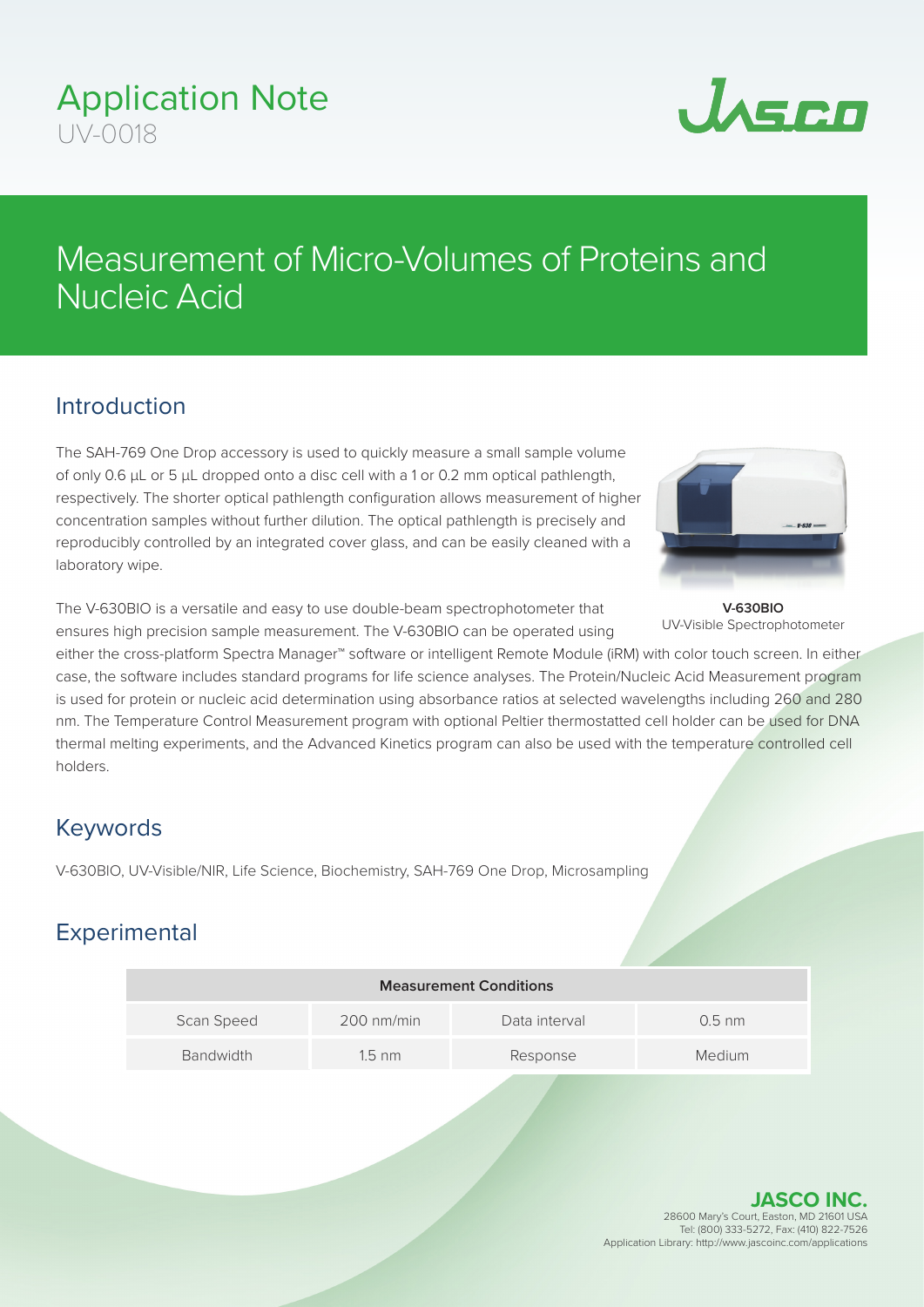# Application Note

UV-0018

# Measurement of Micro-Volumes of Proteins and Nucleic Acid

## Introduction

The SAH-769 One Drop accessory is used to quickly measure a small sample volume of only 0.6 µL or 5 µL dropped onto a disc cell with a 1 or 0.2 mm optical pathlength, respectively. The shorter optical pathlength configuration allows measurement of higher concentration samples without further dilution. The optical pathlength is precisely and reproducibly controlled by an integrated cover glass, and can be easily cleaned with a laboratory wipe.

**V-630BIO**
UV-Visible Spectrophotometer

The V-630BIO is a versatile and easy to use double-beam spectrophotometer that ensures high precision sample measurement. The V-630BIO can be operated using either the cross-platform Spectra Manager™ software or intelligent Remote Module (iRM) with color touch screen. In either case, the software includes standard programs for life science analyses. The Protein/Nucleic Acid Measurement program is used for protein or nucleic acid determination using absorbance ratios at selected wavelengths including 260 and 280 nm. The Temperature Control Measurement program with optional Peltier thermostatted cell holder can be used for DNA thermal melting experiments, and the Advanced Kinetics program can also be used with the temperature controlled cell holders.

## Keywords

V-630BIO, UV-Visible/NIR, Life Science, Biochemistry, SAH-769 One Drop, Microsampling

## Experimental

| Measurement Conditions | | | |
|---|---|---|---|
| Scan Speed | 200 nm/min | Data interval | 0.5 nm |
| Bandwidth | 1.5 nm | Response | Medium |

**JASCO INC.**
28600 Mary's Court, Easton, MD 21601 USA
Tel: (800) 333-5272, Fax: (410) 822-7526
Application Library: http://www.jascoinc.com/applications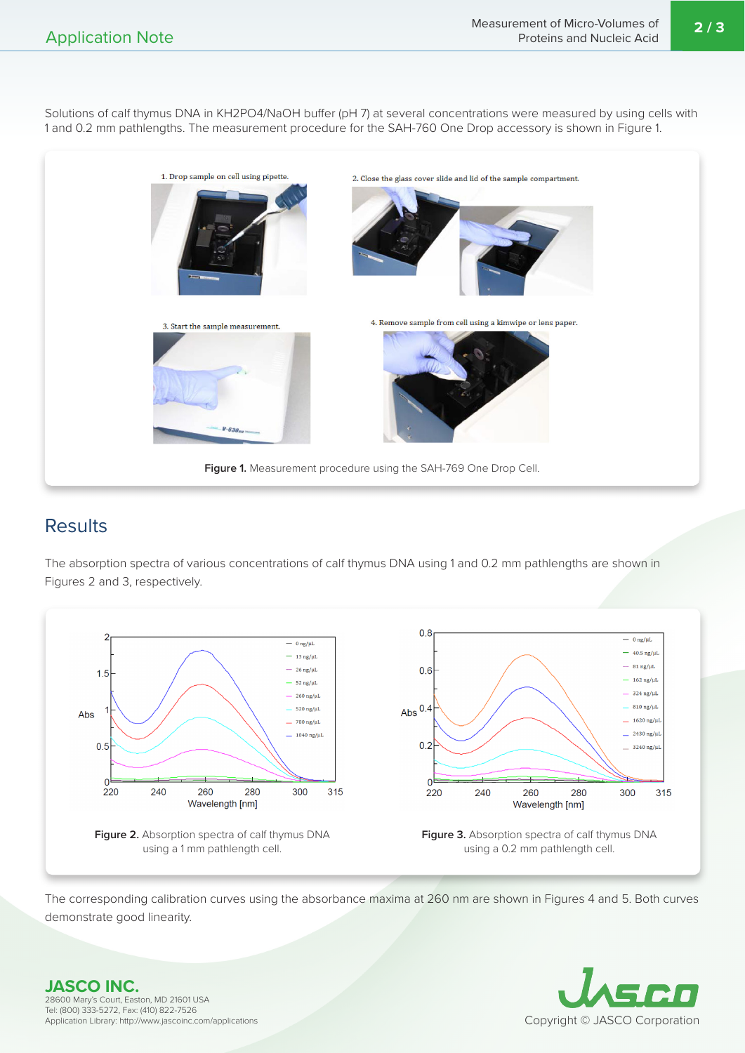Solutions of calf thymus DNA in KH2PO4/NaOH buffer (pH 7) at several concentrations were measured by using cells with 1 and 0.2 mm pathlengths. The measurement procedure for the SAH-760 One Drop accessory is shown in Figure 1.

1. Drop sample on cell using pipette.
2. Close the glass cover slide and lid of the sample compartment.
3. Start the sample measurement.
4. Remove sample from cell using a kimwipe or lens paper.

**Figure 1.** Measurement procedure using the SAH-769 One Drop Cell.

## Results

The absorption spectra of various concentrations of calf thymus DNA using 1 and 0.2 mm pathlengths are shown in Figures 2 and 3, respectively.

**Figure 2.** Absorption spectra of calf thymus DNA using a 1 mm pathlength cell.

**Figure 3.** Absorption spectra of calf thymus DNA using a 0.2 mm pathlength cell.

The corresponding calibration curves using the absorbance maxima at 260 nm are shown in Figures 4 and 5. Both curves demonstrate good linearity.

**JASCO INC.**
28600 Mary's Court, Easton, MD 21601 USA
Tel: (800) 333-5272, Fax: (410) 822-7526
Application Library: http://www.jascoinc.com/applications

Copyright © JASCO Corporation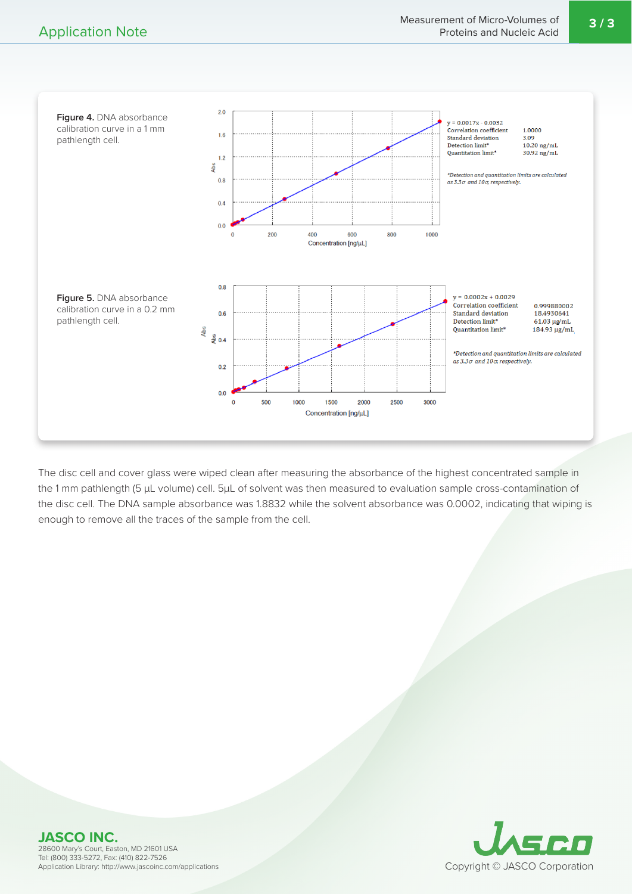**Figure 4.** DNA absorbance calibration curve in a 1 mm pathlength cell.

y = 0.0017x - 0.0032
Correlation coefficient 1.0000
Standard deviation 3.09
Detection limit* 10.20 ng/mL
Quantitation limit* 30.92 ng/mL

*Detection and quantitation limits are calculated as 3.3σ and 10σ, respectively.

Abs
Concentration [ng/μL]

**Figure 5.** DNA absorbance calibration curve in a 0.2 mm pathlength cell.

y = 0.0002x + 0.0029
Correlation coefficient 0.999880002
Standard deviation 18.4930641
Detection limit* 61.03 μg/mL
Quantitation limit* 184.93 μg/mL

*Detection and quantitation limits are calculated as 3.3σ and 10σ, respectively.

Abs
Concentration [ng/μL]

The disc cell and cover glass were wiped clean after measuring the absorbance of the highest concentrated sample in the 1 mm pathlength (5 μL volume) cell. 5μL of solvent was then measured to evaluation sample cross-contamination of the disc cell. The DNA sample absorbance was 1.8832 while the solvent absorbance was 0.0002, indicating that wiping is enough to remove all the traces of the sample from the cell.

**JASCO INC.**
28600 Mary's Court, Easton, MD 21601 USA
Tel: (800) 333-5272, Fax: (410) 822-7526
Application Library: http://www.jascoinc.com/applications

Copyright © JASCO Corporation